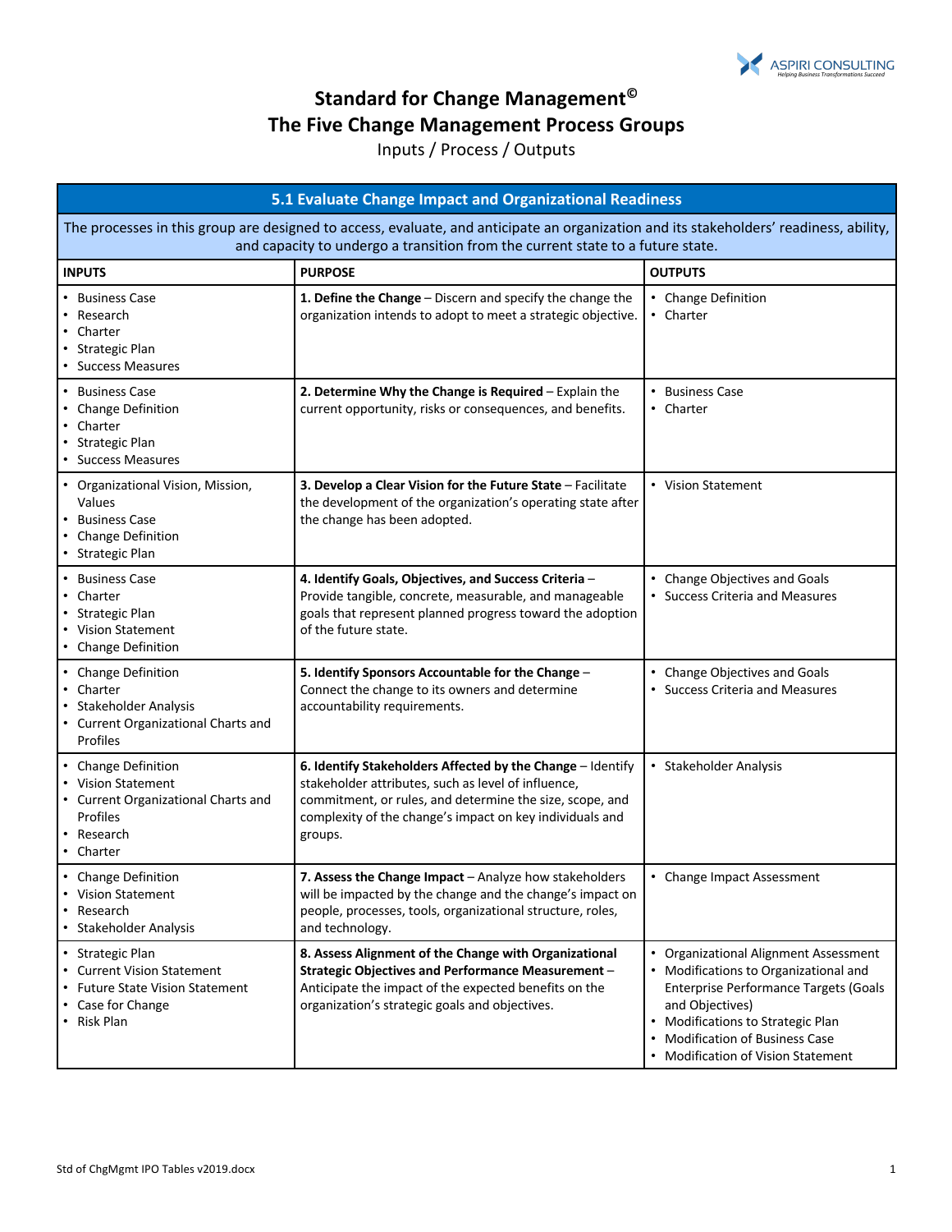# Standard for Change Management©

## The Five Change Management Process Groups

Inputs / Process / Outputs

| 5.1 Evaluate Change Impact and Organizational Readiness | | |
|---|---|---|
| The processes in this group are designed to access, evaluate, and anticipate an organization and its stakeholders' readiness, ability, and capacity to undergo a transition from the current state to a future state. | | |
| **INPUTS** | **PURPOSE** | **OUTPUTS** |
| • Business Case<br>• Research<br>• Charter<br>• Strategic Plan<br>• Success Measures | **1. Define the Change** – Discern and specify the change the organization intends to adopt to meet a strategic objective. | • Change Definition<br>• Charter |
| • Business Case<br>• Change Definition<br>• Charter<br>• Strategic Plan<br>• Success Measures | **2. Determine Why the Change is Required** – Explain the current opportunity, risks or consequences, and benefits. | • Business Case<br>• Charter |
| • Organizational Vision, Mission, Values<br>• Business Case<br>• Change Definition<br>• Strategic Plan | **3. Develop a Clear Vision for the Future State** – Facilitate the development of the organization's operating state after the change has been adopted. | • Vision Statement |
| • Business Case<br>• Charter<br>• Strategic Plan<br>• Vision Statement<br>• Change Definition | **4. Identify Goals, Objectives, and Success Criteria** – Provide tangible, concrete, measurable, and manageable goals that represent planned progress toward the adoption of the future state. | • Change Objectives and Goals<br>• Success Criteria and Measures |
| • Change Definition<br>• Charter<br>• Stakeholder Analysis<br>• Current Organizational Charts and Profiles | **5. Identify Sponsors Accountable for the Change** – Connect the change to its owners and determine accountability requirements. | • Change Objectives and Goals<br>• Success Criteria and Measures |
| • Change Definition<br>• Vision Statement<br>• Current Organizational Charts and Profiles<br>• Research<br>• Charter | **6. Identify Stakeholders Affected by the Change** – Identify stakeholder attributes, such as level of influence, commitment, or rules, and determine the size, scope, and complexity of the change's impact on key individuals and groups. | • Stakeholder Analysis |
| • Change Definition<br>• Vision Statement<br>• Research<br>• Stakeholder Analysis | **7. Assess the Change Impact** – Analyze how stakeholders will be impacted by the change and the change's impact on people, processes, tools, organizational structure, roles, and technology. | • Change Impact Assessment |
| • Strategic Plan<br>• Current Vision Statement<br>• Future State Vision Statement<br>• Case for Change<br>• Risk Plan | **8. Assess Alignment of the Change with Organizational Strategic Objectives and Performance Measurement** – Anticipate the impact of the expected benefits on the organization's strategic goals and objectives. | • Organizational Alignment Assessment<br>• Modifications to Organizational and Enterprise Performance Targets (Goals and Objectives)<br>• Modifications to Strategic Plan<br>• Modification of Business Case<br>• Modification of Vision Statement |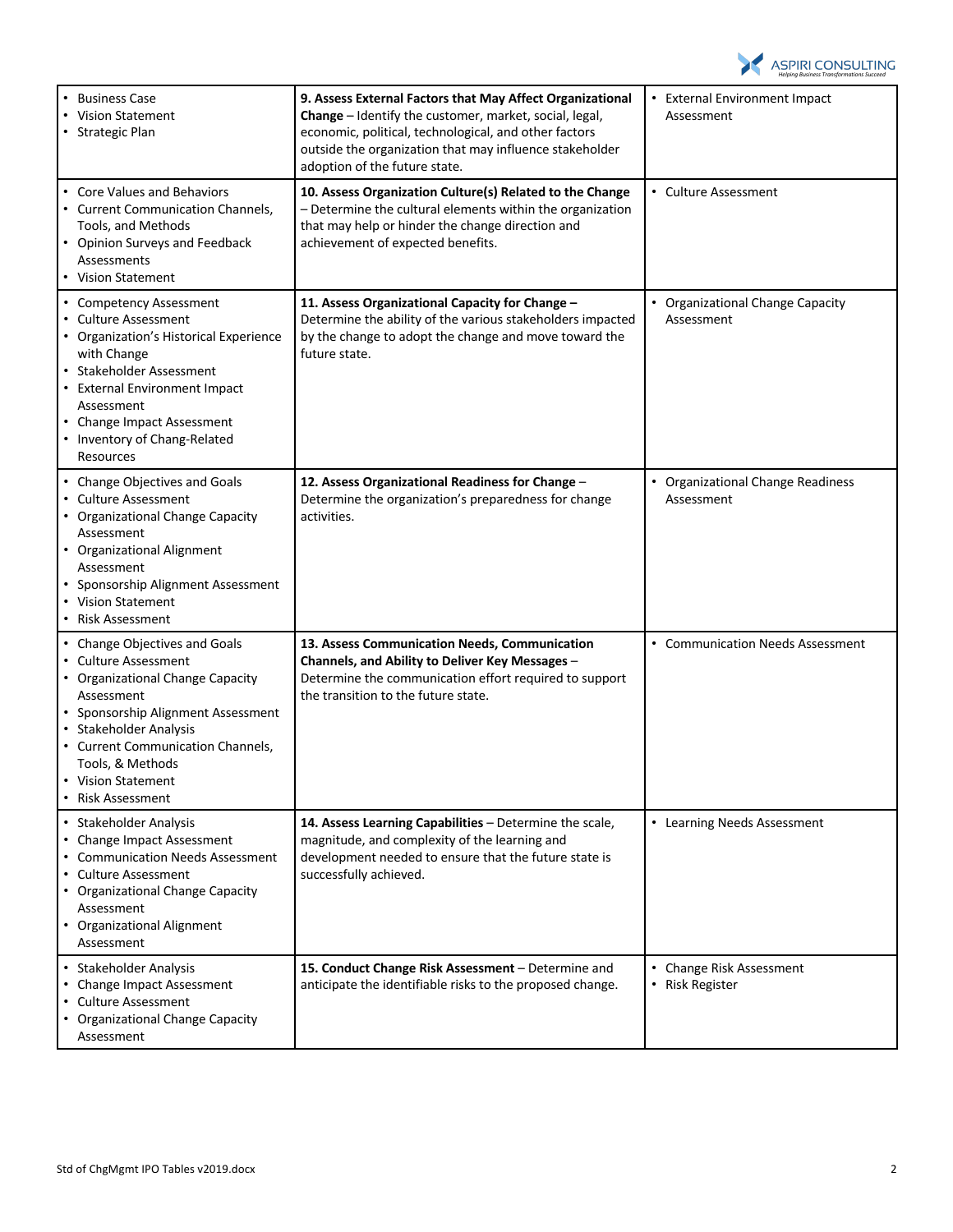| | | |
|---|---|---|
| • Business Case<br>• Vision Statement<br>• Strategic Plan | **9. Assess External Factors that May Affect Organizational Change** – Identify the customer, market, social, legal, economic, political, technological, and other factors outside the organization that may influence stakeholder adoption of the future state. | • External Environment Impact Assessment |
| • Core Values and Behaviors<br>• Current Communication Channels, Tools, and Methods<br>• Opinion Surveys and Feedback Assessments<br>• Vision Statement | **10. Assess Organization Culture(s) Related to the Change** – Determine the cultural elements within the organization that may help or hinder the change direction and achievement of expected benefits. | • Culture Assessment |
| • Competency Assessment<br>• Culture Assessment<br>• Organization's Historical Experience with Change<br>• Stakeholder Assessment<br>• External Environment Impact Assessment<br>• Change Impact Assessment<br>• Inventory of Chang-Related Resources | **11. Assess Organizational Capacity for Change** – Determine the ability of the various stakeholders impacted by the change to adopt the change and move toward the future state. | • Organizational Change Capacity Assessment |
| • Change Objectives and Goals<br>• Culture Assessment<br>• Organizational Change Capacity Assessment<br>• Organizational Alignment Assessment<br>• Sponsorship Alignment Assessment<br>• Vision Statement<br>• Risk Assessment | **12. Assess Organizational Readiness for Change** – Determine the organization's preparedness for change activities. | • Organizational Change Readiness Assessment |
| • Change Objectives and Goals<br>• Culture Assessment<br>• Organizational Change Capacity Assessment<br>• Sponsorship Alignment Assessment<br>• Stakeholder Analysis<br>• Current Communication Channels, Tools, & Methods<br>• Vision Statement<br>• Risk Assessment | **13. Assess Communication Needs, Communication Channels, and Ability to Deliver Key Messages** – Determine the communication effort required to support the transition to the future state. | • Communication Needs Assessment |
| • Stakeholder Analysis<br>• Change Impact Assessment<br>• Communication Needs Assessment<br>• Culture Assessment<br>• Organizational Change Capacity Assessment<br>• Organizational Alignment Assessment | **14. Assess Learning Capabilities** – Determine the scale, magnitude, and complexity of the learning and development needed to ensure that the future state is successfully achieved. | • Learning Needs Assessment |
| • Stakeholder Analysis<br>• Change Impact Assessment<br>• Culture Assessment<br>• Organizational Change Capacity Assessment | **15. Conduct Change Risk Assessment** – Determine and anticipate the identifiable risks to the proposed change. | • Change Risk Assessment<br>• Risk Register |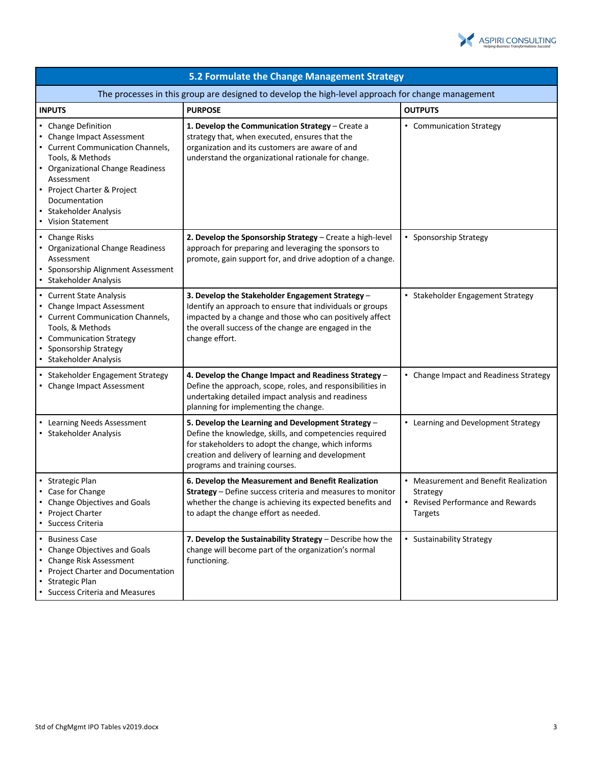## 5.2 Formulate the Change Management Strategy

The processes in this group are designed to develop the high-level approach for change management

| INPUTS | PURPOSE | OUTPUTS |
|---|---|---|
| • Change Definition<br>• Change Impact Assessment<br>• Current Communication Channels, Tools, & Methods<br>• Organizational Change Readiness Assessment<br>• Project Charter & Project Documentation<br>• Stakeholder Analysis<br>• Vision Statement | **1. Develop the Communication Strategy** – Create a strategy that, when executed, ensures that the organization and its customers are aware of and understand the organizational rationale for change. | • Communication Strategy |
| • Change Risks<br>• Organizational Change Readiness Assessment<br>• Sponsorship Alignment Assessment<br>• Stakeholder Analysis | **2. Develop the Sponsorship Strategy** – Create a high-level approach for preparing and leveraging the sponsors to promote, gain support for, and drive adoption of a change. | • Sponsorship Strategy |
| • Current State Analysis<br>• Change Impact Assessment<br>• Current Communication Channels, Tools, & Methods<br>• Communication Strategy<br>• Sponsorship Strategy<br>• Stakeholder Analysis | **3. Develop the Stakeholder Engagement Strategy** – Identify an approach to ensure that individuals or groups impacted by a change and those who can positively affect the overall success of the change are engaged in the change effort. | • Stakeholder Engagement Strategy |
| • Stakeholder Engagement Strategy<br>• Change Impact Assessment | **4. Develop the Change Impact and Readiness Strategy** – Define the approach, scope, roles, and responsibilities in undertaking detailed impact analysis and readiness planning for implementing the change. | • Change Impact and Readiness Strategy |
| • Learning Needs Assessment<br>• Stakeholder Analysis | **5. Develop the Learning and Development Strategy** – Define the knowledge, skills, and competencies required for stakeholders to adopt the change, which informs creation and delivery of learning and development programs and training courses. | • Learning and Development Strategy |
| • Strategic Plan<br>• Case for Change<br>• Change Objectives and Goals<br>• Project Charter<br>• Success Criteria | **6. Develop the Measurement and Benefit Realization Strategy** – Define success criteria and measures to monitor whether the change is achieving its expected benefits and to adapt the change effort as needed. | • Measurement and Benefit Realization Strategy<br>• Revised Performance and Rewards Targets |
| • Business Case<br>• Change Objectives and Goals<br>• Change Risk Assessment<br>• Project Charter and Documentation<br>• Strategic Plan<br>• Success Criteria and Measures | **7. Develop the Sustainability Strategy** – Describe how the change will become part of the organization's normal functioning. | • Sustainability Strategy |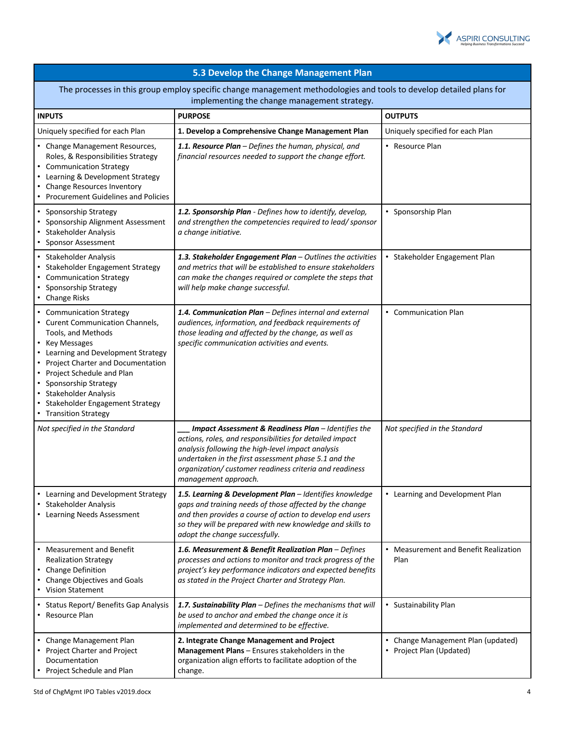## 5.3 Develop the Change Management Plan

The processes in this group employ specific change management methodologies and tools to develop detailed plans for implementing the change management strategy.

| INPUTS | PURPOSE | OUTPUTS |
| --- | --- | --- |
| Uniquely specified for each Plan | **1. Develop a Comprehensive Change Management Plan** | Uniquely specified for each Plan |
| • Change Management Resources, Roles, & Responsibilities Strategy<br>• Communication Strategy<br>• Learning & Development Strategy<br>• Change Resources Inventory<br>• Procurement Guidelines and Policies | ***1.1. Resource Plan*** *– Defines the human, physical, and financial resources needed to support the change effort.* | • Resource Plan |
| • Sponsorship Strategy<br>• Sponsorship Alignment Assessment<br>• Stakeholder Analysis<br>• Sponsor Assessment | ***1.2. Sponsorship Plan*** *- Defines how to identify, develop, and strengthen the competencies required to lead/ sponsor a change initiative.* | • Sponsorship Plan |
| • Stakeholder Analysis<br>• Stakeholder Engagement Strategy<br>• Communication Strategy<br>• Sponsorship Strategy<br>• Change Risks | ***1.3. Stakeholder Engagement Plan*** *– Outlines the activities and metrics that will be established to ensure stakeholders can make the changes required or complete the steps that will help make change successful.* | • Stakeholder Engagement Plan |
| • Communication Strategy<br>• Curent Communication Channels, Tools, and Methods<br>• Key Messages<br>• Learning and Development Strategy<br>• Project Charter and Documentation<br>• Project Schedule and Plan<br>• Sponsorship Strategy<br>• Stakeholder Analysis<br>• Stakeholder Engagement Strategy<br>• Transition Strategy | ***1.4. Communication Plan*** *– Defines internal and external audiences, information, and feedback requirements of those leading and affected by the change, as well as specific communication activities and events.* | • Communication Plan |
| *Not specified in the Standard* | ***___ Impact Assessment & Readiness Plan*** *– Identifies the actions, roles, and responsibilities for detailed impact analysis following the high-level impact analysis undertaken in the first assessment phase 5.1 and the organization/ customer readiness criteria and readiness management approach.* | *Not specified in the Standard* |
| • Learning and Development Strategy<br>• Stakeholder Analysis<br>• Learning Needs Assessment | ***1.5. Learning & Development Plan*** *– Identifies knowledge gaps and training needs of those affected by the change and then provides a course of action to develop end users so they will be prepared with new knowledge and skills to adopt the change successfully.* | • Learning and Development Plan |
| • Measurement and Benefit Realization Strategy<br>• Change Definition<br>• Change Objectives and Goals<br>• Vision Statement | ***1.6. Measurement & Benefit Realization Plan*** *– Defines processes and actions to monitor and track progress of the project's key performance indicators and expected benefits as stated in the Project Charter and Strategy Plan.* | • Measurement and Benefit Realization Plan |
| • Status Report/ Benefits Gap Analysis<br>• Resource Plan | ***1.7. Sustainability Plan*** *– Defines the mechanisms that will be used to anchor and embed the change once it is implemented and determined to be effective.* | • Sustainability Plan |
| • Change Management Plan<br>• Project Charter and Project Documentation<br>• Project Schedule and Plan | **2. Integrate Change Management and Project Management Plans** – Ensures stakeholders in the organization align efforts to facilitate adoption of the change. | • Change Management Plan (updated)<br>• Project Plan (Updated) |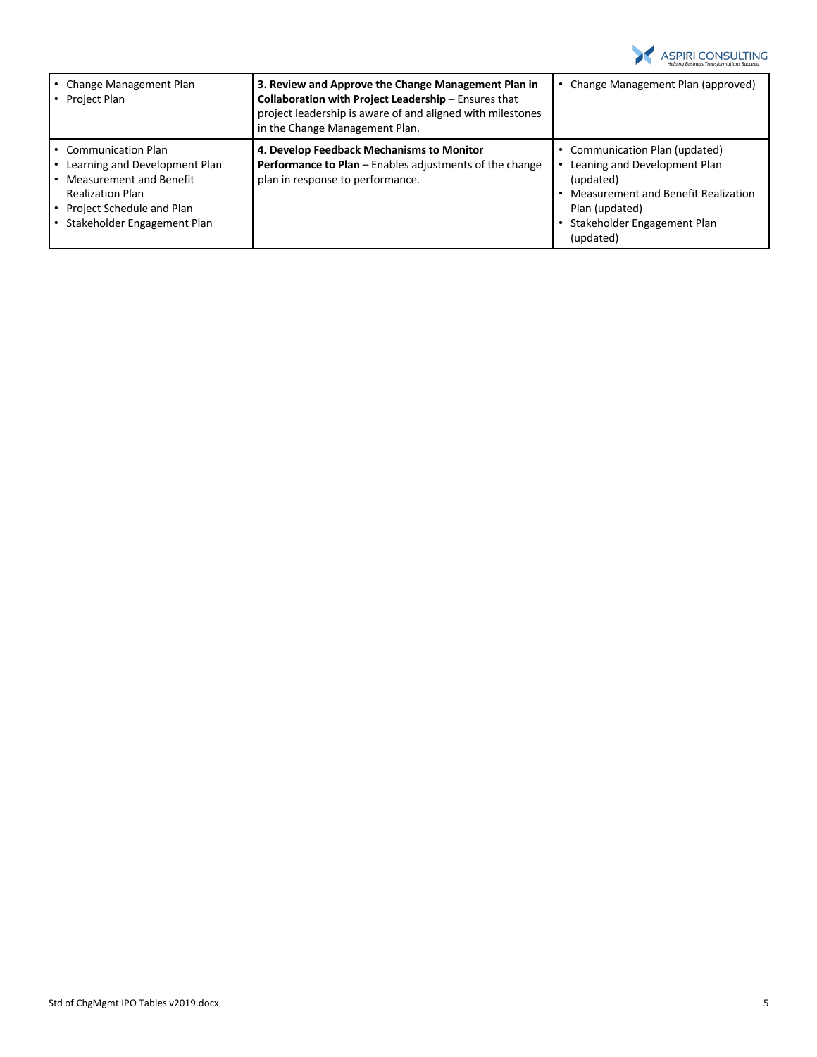| | | |
|---|---|---|
| • Change Management Plan<br>• Project Plan | **3. Review and Approve the Change Management Plan in Collaboration with Project Leadership** – Ensures that project leadership is aware of and aligned with milestones in the Change Management Plan. | • Change Management Plan (approved) |
| • Communication Plan<br>• Learning and Development Plan<br>• Measurement and Benefit Realization Plan<br>• Project Schedule and Plan<br>• Stakeholder Engagement Plan | **4. Develop Feedback Mechanisms to Monitor Performance to Plan** – Enables adjustments of the change plan in response to performance. | • Communication Plan (updated)<br>• Leaning and Development Plan (updated)<br>• Measurement and Benefit Realization Plan (updated)<br>• Stakeholder Engagement Plan (updated) |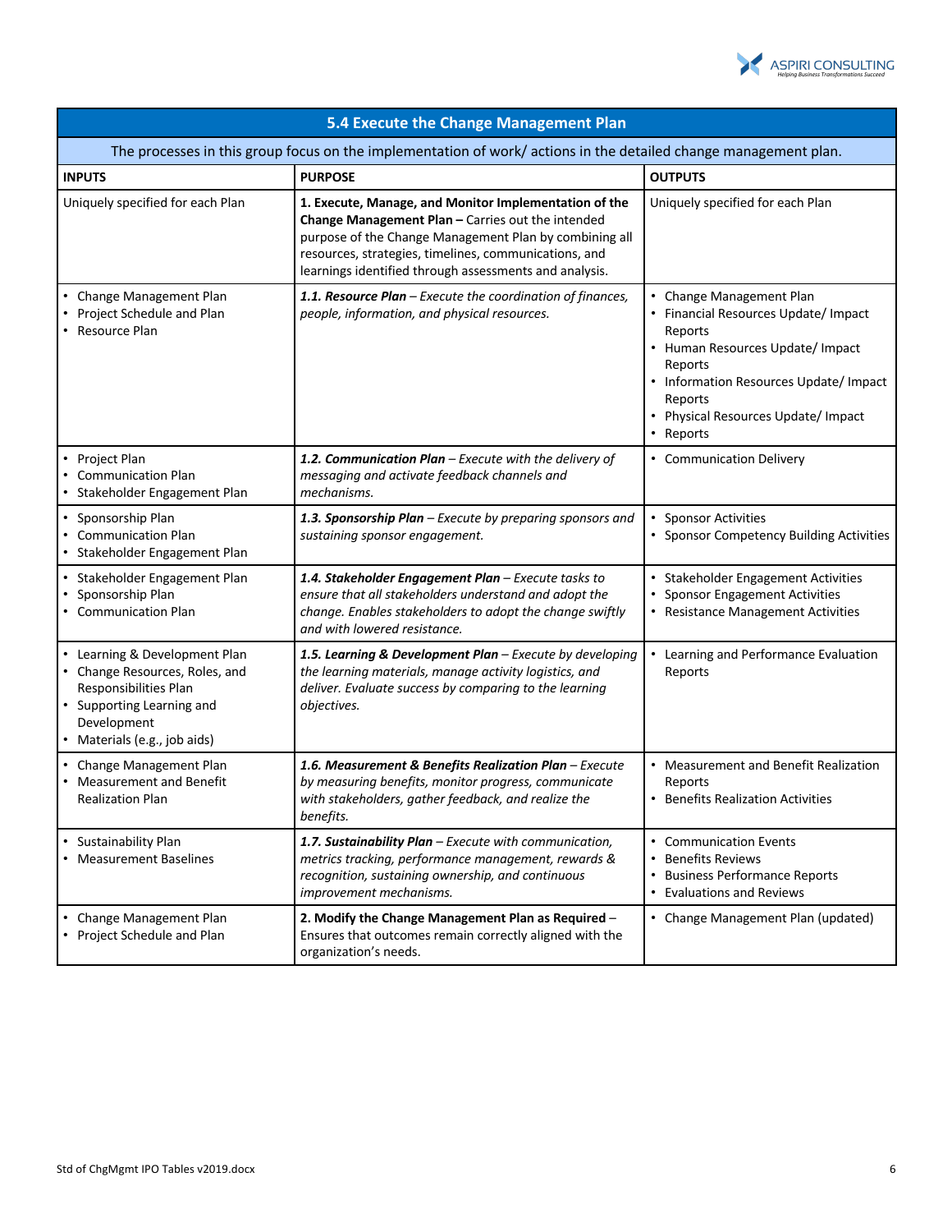| 5.4 Execute the Change Management Plan | | |
|---|---|---|
| The processes in this group focus on the implementation of work/ actions in the detailed change management plan. | | |
| **INPUTS** | **PURPOSE** | **OUTPUTS** |
| Uniquely specified for each Plan | **1. Execute, Manage, and Monitor Implementation of the Change Management Plan –** Carries out the intended purpose of the Change Management Plan by combining all resources, strategies, timelines, communications, and learnings identified through assessments and analysis. | Uniquely specified for each Plan |
| • Change Management Plan<br>• Project Schedule and Plan<br>• Resource Plan | ***1.1. Resource Plan*** *– Execute the coordination of finances, people, information, and physical resources.* | • Change Management Plan<br>• Financial Resources Update/ Impact Reports<br>• Human Resources Update/ Impact Reports<br>• Information Resources Update/ Impact Reports<br>• Physical Resources Update/ Impact<br>• Reports |
| • Project Plan<br>• Communication Plan<br>• Stakeholder Engagement Plan | ***1.2. Communication Plan*** *– Execute with the delivery of messaging and activate feedback channels and mechanisms.* | • Communication Delivery |
| • Sponsorship Plan<br>• Communication Plan<br>• Stakeholder Engagement Plan | ***1.3. Sponsorship Plan*** *– Execute by preparing sponsors and sustaining sponsor engagement.* | • Sponsor Activities<br>• Sponsor Competency Building Activities |
| • Stakeholder Engagement Plan<br>• Sponsorship Plan<br>• Communication Plan | ***1.4. Stakeholder Engagement Plan*** *– Execute tasks to ensure that all stakeholders understand and adopt the change. Enables stakeholders to adopt the change swiftly and with lowered resistance.* | • Stakeholder Engagement Activities<br>• Sponsor Engagement Activities<br>• Resistance Management Activities |
| • Learning & Development Plan<br>• Change Resources, Roles, and Responsibilities Plan<br>• Supporting Learning and Development<br>• Materials (e.g., job aids) | ***1.5. Learning & Development Plan*** *– Execute by developing the learning materials, manage activity logistics, and deliver. Evaluate success by comparing to the learning objectives.* | • Learning and Performance Evaluation Reports |
| • Change Management Plan<br>• Measurement and Benefit Realization Plan | ***1.6. Measurement & Benefits Realization Plan*** *– Execute by measuring benefits, monitor progress, communicate with stakeholders, gather feedback, and realize the benefits.* | • Measurement and Benefit Realization Reports<br>• Benefits Realization Activities |
| • Sustainability Plan<br>• Measurement Baselines | ***1.7. Sustainability Plan*** *– Execute with communication, metrics tracking, performance management, rewards & recognition, sustaining ownership, and continuous improvement mechanisms.* | • Communication Events<br>• Benefits Reviews<br>• Business Performance Reports<br>• Evaluations and Reviews |
| • Change Management Plan<br>• Project Schedule and Plan | **2. Modify the Change Management Plan as Required** – Ensures that outcomes remain correctly aligned with the organization's needs. | • Change Management Plan (updated) |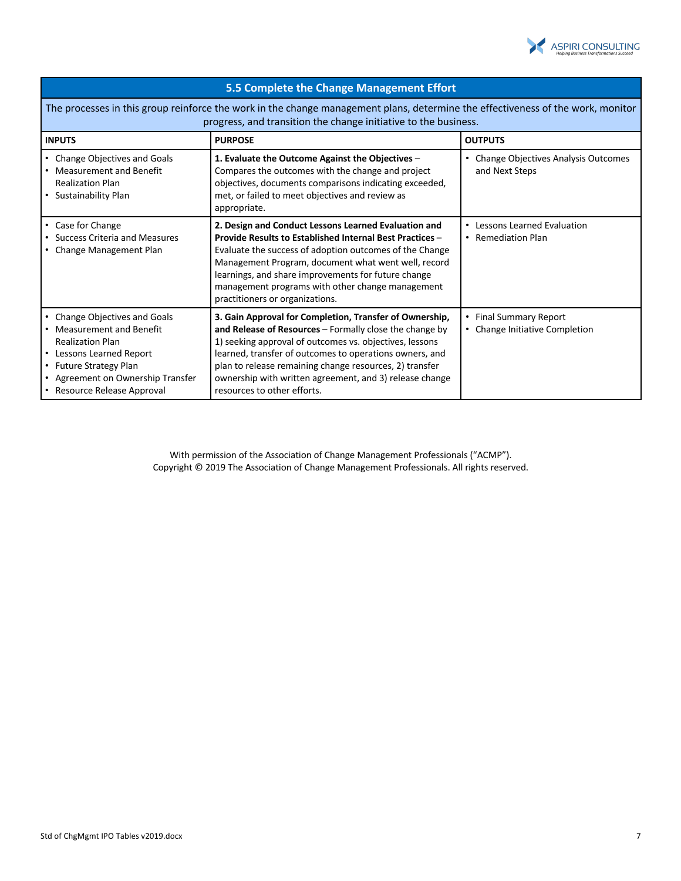## 5.5 Complete the Change Management Effort

The processes in this group reinforce the work in the change management plans, determine the effectiveness of the work, monitor progress, and transition the change initiative to the business.

| INPUTS | PURPOSE | OUTPUTS |
|---|---|---|
| • Change Objectives and Goals<br>• Measurement and Benefit Realization Plan<br>• Sustainability Plan | **1. Evaluate the Outcome Against the Objectives** – Compares the outcomes with the change and project objectives, documents comparisons indicating exceeded, met, or failed to meet objectives and review as appropriate. | • Change Objectives Analysis Outcomes and Next Steps |
| • Case for Change<br>• Success Criteria and Measures<br>• Change Management Plan | **2. Design and Conduct Lessons Learned Evaluation and Provide Results to Established Internal Best Practices** – Evaluate the success of adoption outcomes of the Change Management Program, document what went well, record learnings, and share improvements for future change management programs with other change management practitioners or organizations. | • Lessons Learned Evaluation<br>• Remediation Plan |
| • Change Objectives and Goals<br>• Measurement and Benefit Realization Plan<br>• Lessons Learned Report<br>• Future Strategy Plan<br>• Agreement on Ownership Transfer<br>• Resource Release Approval | **3. Gain Approval for Completion, Transfer of Ownership, and Release of Resources** – Formally close the change by 1) seeking approval of outcomes vs. objectives, lessons learned, transfer of outcomes to operations owners, and plan to release remaining change resources, 2) transfer ownership with written agreement, and 3) release change resources to other efforts. | • Final Summary Report<br>• Change Initiative Completion |

With permission of the Association of Change Management Professionals ("ACMP").
Copyright © 2019 The Association of Change Management Professionals. All rights reserved.